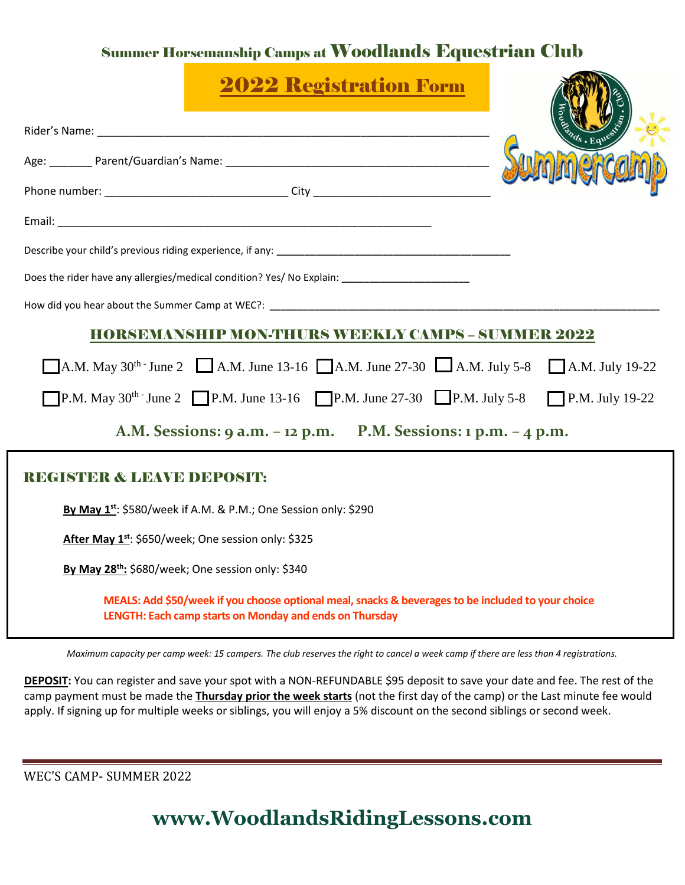# Summer Horsemanship Camps at Woodlands Equestrian Club

## 2022 Registration Form

Rider's Name: ____________________________________________________________

Age: _______ Parent/Guardian's Name: ________________________________________

Phone number: ____________________________ City ____________________________

Email: ____________________________________________________________

Describe your child's previous riding experience, if any: ______________________________________

Does the rider have any allergies/medical condition? Yes/ No Explain: _____________________

How did you hear about the Summer Camp at WEC?: ______________________________________________________________

## HORSEMANSHIP MON-THURS WEEKLY CAMPS – SUMMER 2022

☐ A.M. May 30th - June 2 ☐ A.M. June 13-16 ☐ A.M. June 27-30 ☐ A.M. July 5-8 ☐ A.M. July 19-22

☐ P.M. May 30th - June 2 ☐ P.M. June 13-16 ☐ P.M. June 27-30 ☐ P.M. July 5-8 ☐ P.M. July 19-22

**A.M. Sessions: 9 a.m. – 12 p.m.  P.M. Sessions: 1 p.m. – 4 p.m.**

## REGISTER & LEAVE DEPOSIT:

**By May 1st**: $580/week if A.M. & P.M.; One Session only: $290

**After May 1st**: $650/week; One session only: $325

**By May 28th:** $680/week; One session only: $340

**MEALS: Add $50/week if you choose optional meal, snacks & beverages to be included to your choice**
**LENGTH: Each camp starts on Monday and ends on Thursday**

*Maximum capacity per camp week: 15 campers. The club reserves the right to cancel a week camp if there are less than 4 registrations.*

**DEPOSIT:** You can register and save your spot with a NON-REFUNDABLE $95 deposit to save your date and fee. The rest of the camp payment must be made the **Thursday prior the week starts** (not the first day of the camp) or the Last minute fee would apply. If signing up for multiple weeks or siblings, you will enjoy a 5% discount on the second siblings or second week.

WEC'S CAMP- SUMMER 2022

**www.WoodlandsRidingLessons.com**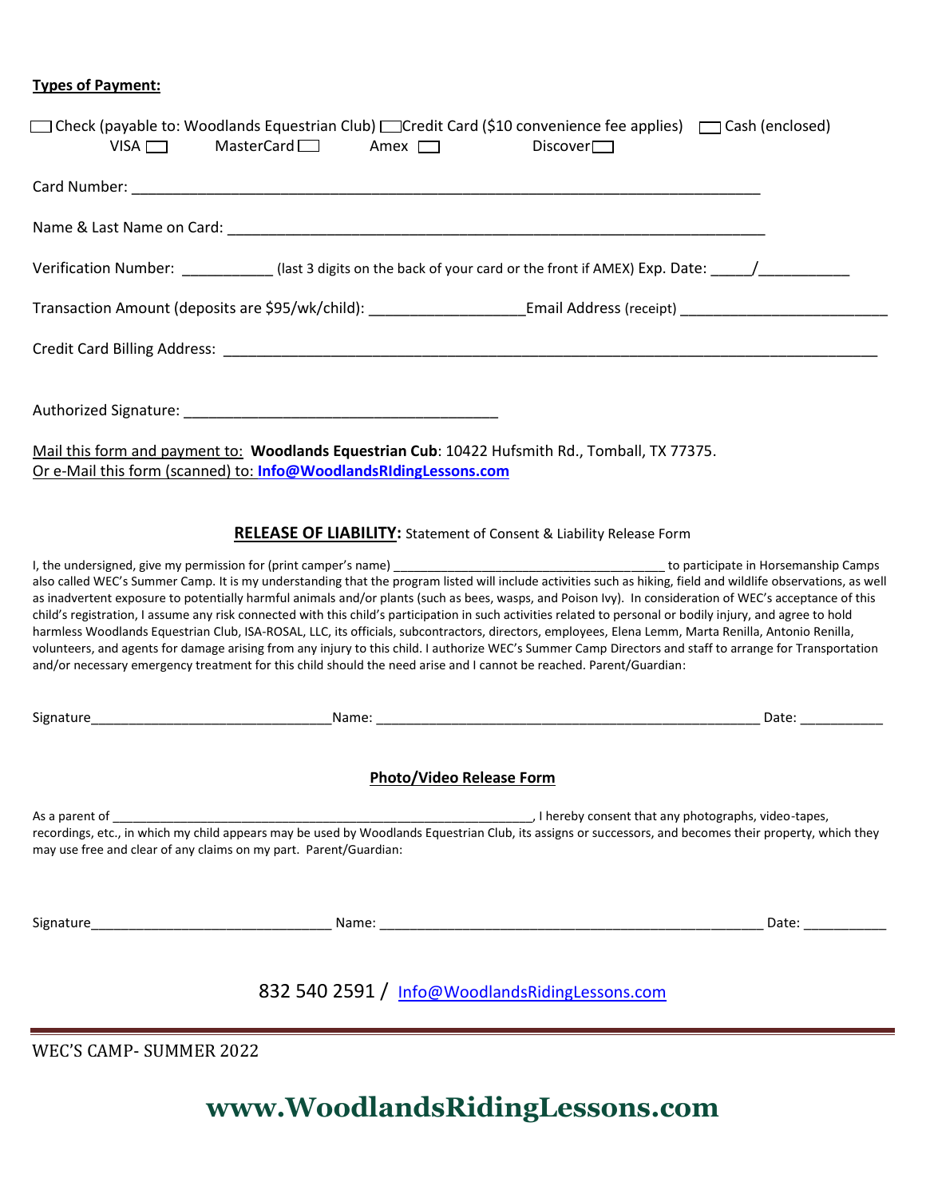**Types of Payment:**

☐ Check (payable to: Woodlands Equestrian Club) ☐ Credit Card ($10 convenience fee applies) ☐ Cash (enclosed)
VISA ☐ MasterCard ☐ Amex ☐ Discover ☐

Card Number: ___________________________________________________________________________

Name & Last Name on Card: _________________________________________________________________

Verification Number: ___________ (last 3 digits on the back of your card or the front if AMEX) Exp. Date: _____/___________

Transaction Amount (deposits are $95/wk/child): ___________________Email Address (receipt) _________________________

Credit Card Billing Address: ______________________________________________________________________________

Authorized Signature: ______________________________________

Mail this form and payment to: **Woodlands Equestrian Cub**: 10422 Hufsmith Rd., Tomball, TX 77375.
Or e-Mail this form (scanned) to: **Info@WoodlandsRIdingLessons.com**

**RELEASE OF LIABILITY:** Statement of Consent & Liability Release Form

I, the undersigned, give my permission for (print camper's name) ______________________________________ to participate in Horsemanship Camps also called WEC's Summer Camp. It is my understanding that the program listed will include activities such as hiking, field and wildlife observations, as well as inadvertent exposure to potentially harmful animals and/or plants (such as bees, wasps, and Poison Ivy). In consideration of WEC's acceptance of this child's registration, I assume any risk connected with this child's participation in such activities related to personal or bodily injury, and agree to hold harmless Woodlands Equestrian Club, ISA-ROSAL, LLC, its officials, subcontractors, directors, employees, Elena Lemm, Marta Renilla, Antonio Renilla, volunteers, and agents for damage arising from any injury to this child. I authorize WEC's Summer Camp Directors and staff to arrange for Transportation and/or necessary emergency treatment for this child should the need arise and I cannot be reached. Parent/Guardian:

Signature_______________________________Name: ____________________________________________________ Date: ___________

**Photo/Video Release Form**

As a parent of _______________________________________________________________, I hereby consent that any photographs, video-tapes, recordings, etc., in which my child appears may be used by Woodlands Equestrian Club, its assigns or successors, and becomes their property, which they may use free and clear of any claims on my part. Parent/Guardian:

Signature________________________________ Name: _____________________________________________________ Date: ___________

832 540 2591 / Info@WoodlandsRidingLessons.com

WEC'S CAMP- SUMMER 2022

**www.WoodlandsRidingLessons.com**